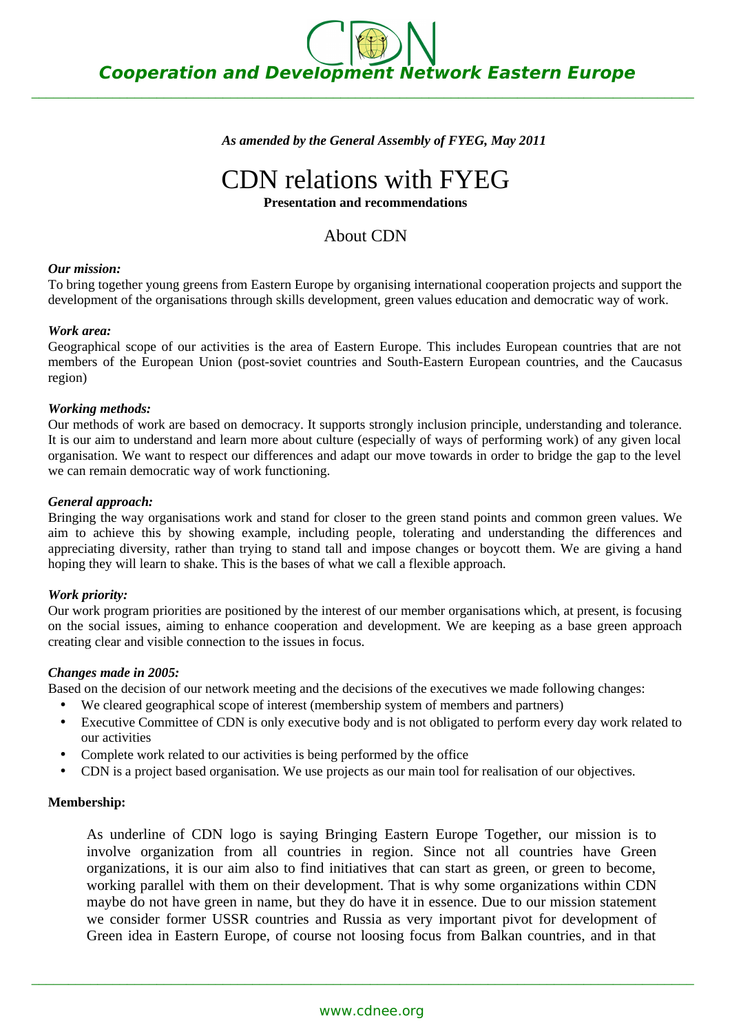*As amended by the General Assembly of FYEG, May 2011*

# CDN relations with FYEG

**Presentation and recommendations**

## About CDN

***Our mission:***

To bring together young greens from Eastern Europe by organising international cooperation projects and support the development of the organisations through skills development, green values education and democratic way of work.

***Work area:***

Geographical scope of our activities is the area of Eastern Europe. This includes European countries that are not members of the European Union (post-soviet countries and South-Eastern European countries, and the Caucasus region)

***Working methods:***

Our methods of work are based on democracy. It supports strongly inclusion principle, understanding and tolerance. It is our aim to understand and learn more about culture (especially of ways of performing work) of any given local organisation. We want to respect our differences and adapt our move towards in order to bridge the gap to the level we can remain democratic way of work functioning.

***General approach:***

Bringing the way organisations work and stand for closer to the green stand points and common green values. We aim to achieve this by showing example, including people, tolerating and understanding the differences and appreciating diversity, rather than trying to stand tall and impose changes or boycott them. We are giving a hand hoping they will learn to shake. This is the bases of what we call a flexible approach.

***Work priority:***

Our work program priorities are positioned by the interest of our member organisations which, at present, is focusing on the social issues, aiming to enhance cooperation and development. We are keeping as a base green approach creating clear and visible connection to the issues in focus.

***Changes made in 2005:***

Based on the decision of our network meeting and the decisions of the executives we made following changes:

- We cleared geographical scope of interest (membership system of members and partners)
- Executive Committee of CDN is only executive body and is not obligated to perform every day work related to our activities
- Complete work related to our activities is being performed by the office
- CDN is a project based organisation. We use projects as our main tool for realisation of our objectives.

**Membership:**

As underline of CDN logo is saying Bringing Eastern Europe Together, our mission is to involve organization from all countries in region. Since not all countries have Green organizations, it is our aim also to find initiatives that can start as green, or green to become, working parallel with them on their development. That is why some organizations within CDN maybe do not have green in name, but they do have it in essence. Due to our mission statement we consider former USSR countries and Russia as very important pivot for development of Green idea in Eastern Europe, of course not loosing focus from Balkan countries, and in that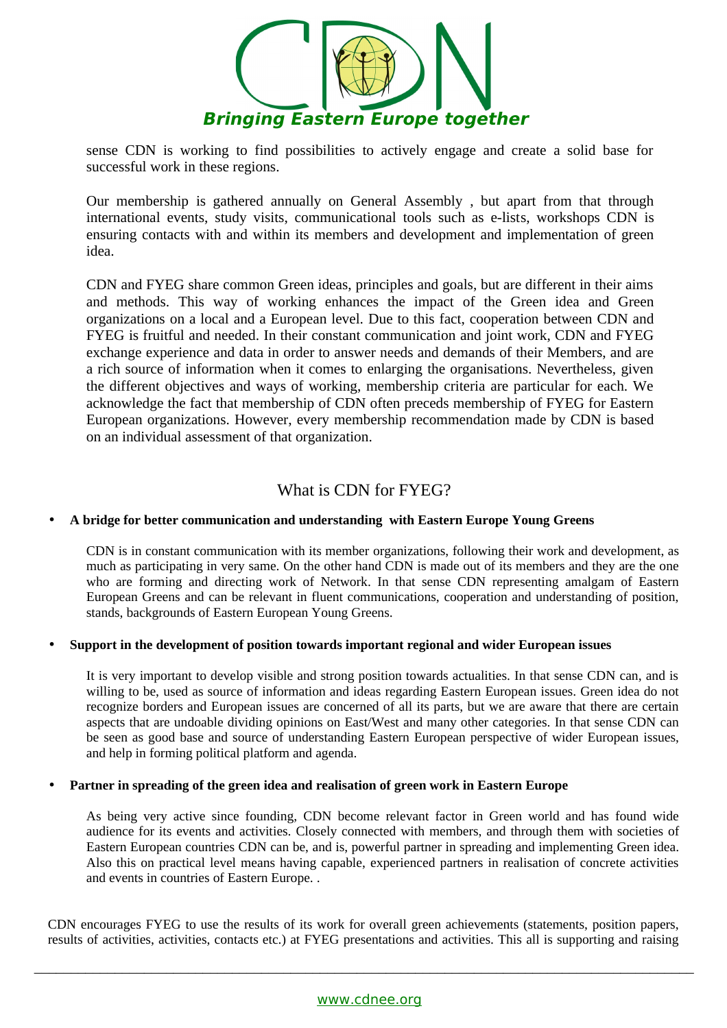sense CDN is working to find possibilities to actively engage and create a solid base for successful work in these regions.

Our membership is gathered annually on General Assembly , but apart from that through international events, study visits, communicational tools such as e-lists, workshops CDN is ensuring contacts with and within its members and development and implementation of green idea.

CDN and FYEG share common Green ideas, principles and goals, but are different in their aims and methods. This way of working enhances the impact of the Green idea and Green organizations on a local and a European level. Due to this fact, cooperation between CDN and FYEG is fruitful and needed. In their constant communication and joint work, CDN and FYEG exchange experience and data in order to answer needs and demands of their Members, and are a rich source of information when it comes to enlarging the organisations. Nevertheless, given the different objectives and ways of working, membership criteria are particular for each. We acknowledge the fact that membership of CDN often preceds membership of FYEG for Eastern European organizations. However, every membership recommendation made by CDN is based on an individual assessment of that organization.

## What is CDN for FYEG?

- **A bridge for better communication and understanding with Eastern Europe Young Greens**

  CDN is in constant communication with its member organizations, following their work and development, as much as participating in very same. On the other hand CDN is made out of its members and they are the one who are forming and directing work of Network. In that sense CDN representing amalgam of Eastern European Greens and can be relevant in fluent communications, cooperation and understanding of position, stands, backgrounds of Eastern European Young Greens.

- **Support in the development of position towards important regional and wider European issues**

  It is very important to develop visible and strong position towards actualities. In that sense CDN can, and is willing to be, used as source of information and ideas regarding Eastern European issues. Green idea do not recognize borders and European issues are concerned of all its parts, but we are aware that there are certain aspects that are undoable dividing opinions on East/West and many other categories. In that sense CDN can be seen as good base and source of understanding Eastern European perspective of wider European issues, and help in forming political platform and agenda.

- **Partner in spreading of the green idea and realisation of green work in Eastern Europe**

  As being very active since founding, CDN become relevant factor in Green world and has found wide audience for its events and activities. Closely connected with members, and through them with societies of Eastern European countries CDN can be, and is, powerful partner in spreading and implementing Green idea. Also this on practical level means having capable, experienced partners in realisation of concrete activities and events in countries of Eastern Europe. .

CDN encourages FYEG to use the results of its work for overall green achievements (statements, position papers, results of activities, activities, contacts etc.) at FYEG presentations and activities. This all is supporting and raising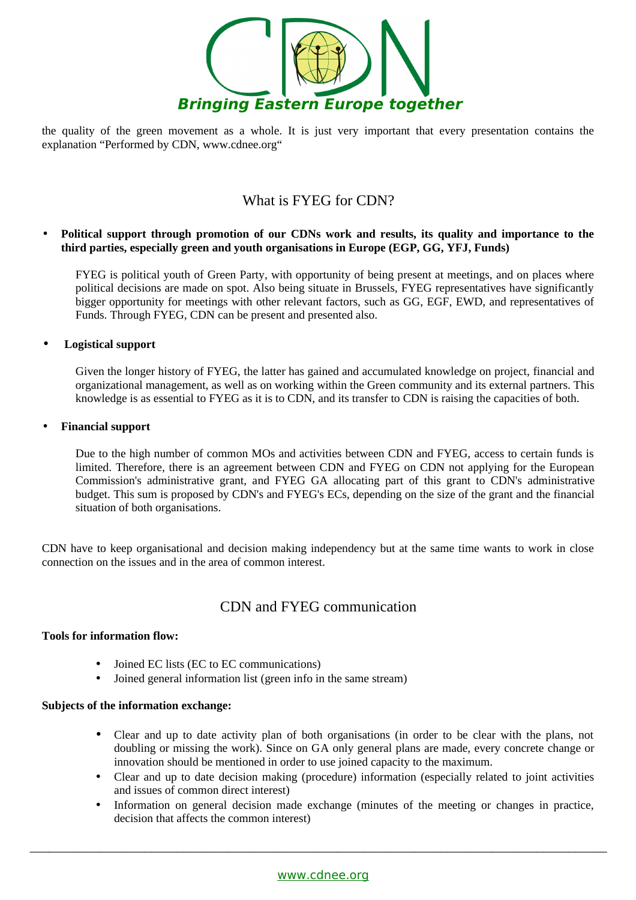the quality of the green movement as a whole. It is just very important that every presentation contains the explanation "Performed by CDN, www.cdnee.org"

## What is FYEG for CDN?

- **Political support through promotion of our CDNs work and results, its quality and importance to the third parties, especially green and youth organisations in Europe (EGP, GG, YFJ, Funds)**

  FYEG is political youth of Green Party, with opportunity of being present at meetings, and on places where political decisions are made on spot. Also being situate in Brussels, FYEG representatives have significantly bigger opportunity for meetings with other relevant factors, such as GG, EGF, EWD, and representatives of Funds. Through FYEG, CDN can be present and presented also.

- **Logistical support**

  Given the longer history of FYEG, the latter has gained and accumulated knowledge on project, financial and organizational management, as well as on working within the Green community and its external partners. This knowledge is as essential to FYEG as it is to CDN, and its transfer to CDN is raising the capacities of both.

- **Financial support**

  Due to the high number of common MOs and activities between CDN and FYEG, access to certain funds is limited. Therefore, there is an agreement between CDN and FYEG on CDN not applying for the European Commission's administrative grant, and FYEG GA allocating part of this grant to CDN's administrative budget. This sum is proposed by CDN's and FYEG's ECs, depending on the size of the grant and the financial situation of both organisations.

CDN have to keep organisational and decision making independency but at the same time wants to work in close connection on the issues and in the area of common interest.

## CDN and FYEG communication

**Tools for information flow:**

- Joined EC lists (EC to EC communications)
- Joined general information list (green info in the same stream)

**Subjects of the information exchange:**

- Clear and up to date activity plan of both organisations (in order to be clear with the plans, not doubling or missing the work). Since on GA only general plans are made, every concrete change or innovation should be mentioned in order to use joined capacity to the maximum.
- Clear and up to date decision making (procedure) information (especially related to joint activities and issues of common direct interest)
- Information on general decision made exchange (minutes of the meeting or changes in practice, decision that affects the common interest)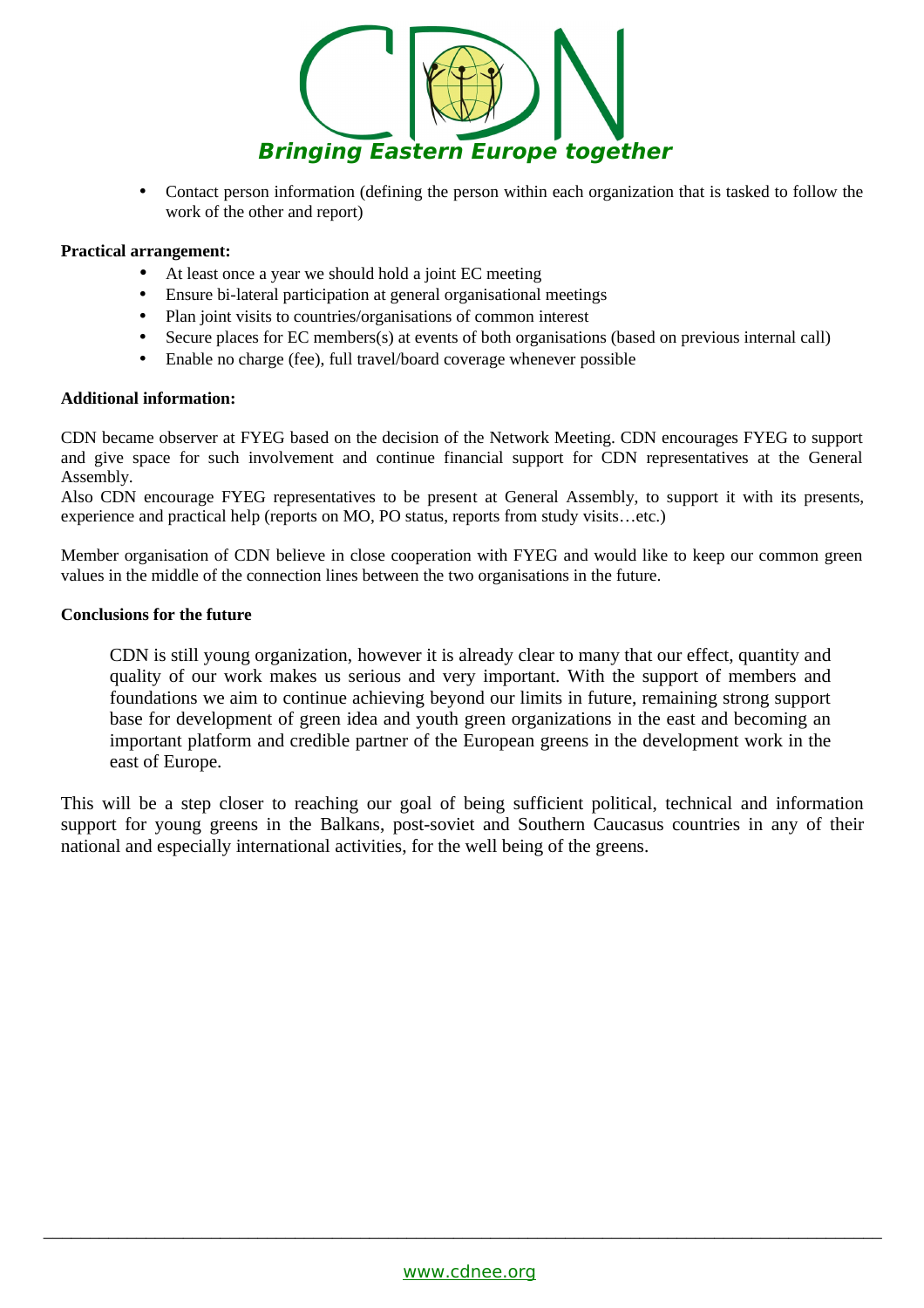- Contact person information (defining the person within each organization that is tasked to follow the work of the other and report)

**Practical arrangement:**

- At least once a year we should hold a joint EC meeting
- Ensure bi-lateral participation at general organisational meetings
- Plan joint visits to countries/organisations of common interest
- Secure places for EC members(s) at events of both organisations (based on previous internal call)
- Enable no charge (fee), full travel/board coverage whenever possible

**Additional information:**

CDN became observer at FYEG based on the decision of the Network Meeting. CDN encourages FYEG to support and give space for such involvement and continue financial support for CDN representatives at the General Assembly.
Also CDN encourage FYEG representatives to be present at General Assembly, to support it with its presents, experience and practical help (reports on MO, PO status, reports from study visits…etc.)

Member organisation of CDN believe in close cooperation with FYEG and would like to keep our common green values in the middle of the connection lines between the two organisations in the future.

**Conclusions for the future**

> CDN is still young organization, however it is already clear to many that our effect, quantity and quality of our work makes us serious and very important. With the support of members and foundations we aim to continue achieving beyond our limits in future, remaining strong support base for development of green idea and youth green organizations in the east and becoming an important platform and credible partner of the European greens in the development work in the east of Europe.

This will be a step closer to reaching our goal of being sufficient political, technical and information support for young greens in the Balkans, post-soviet and Southern Caucasus countries in any of their national and especially international activities, for the well being of the greens.